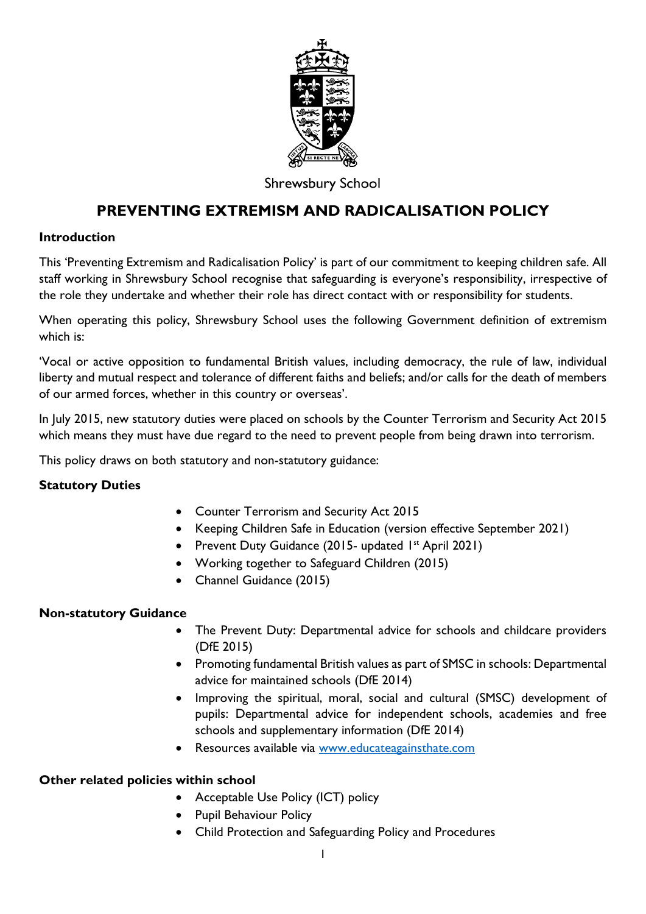Shrewsbury School

# PREVENTING EXTREMISM AND RADICALISATION POLICY

### Introduction

This 'Preventing Extremism and Radicalisation Policy' is part of our commitment to keeping children safe. All staff working in Shrewsbury School recognise that safeguarding is everyone's responsibility, irrespective of the role they undertake and whether their role has direct contact with or responsibility for students.

When operating this policy, Shrewsbury School uses the following Government definition of extremism which is:

'Vocal or active opposition to fundamental British values, including democracy, the rule of law, individual liberty and mutual respect and tolerance of different faiths and beliefs; and/or calls for the death of members of our armed forces, whether in this country or overseas'.

In July 2015, new statutory duties were placed on schools by the Counter Terrorism and Security Act 2015 which means they must have due regard to the need to prevent people from being drawn into terrorism.

This policy draws on both statutory and non-statutory guidance:

### Statutory Duties

- Counter Terrorism and Security Act 2015
- Keeping Children Safe in Education (version effective September 2021)
- Prevent Duty Guidance (2015- updated 1st April 2021)
- Working together to Safeguard Children (2015)
- Channel Guidance (2015)

### Non-statutory Guidance

- The Prevent Duty: Departmental advice for schools and childcare providers (DfE 2015)
- Promoting fundamental British values as part of SMSC in schools: Departmental advice for maintained schools (DfE 2014)
- Improving the spiritual, moral, social and cultural (SMSC) development of pupils: Departmental advice for independent schools, academies and free schools and supplementary information (DfE 2014)
- Resources available via [www.educateagainsthate.com](www.educateagainsthate.com)

### Other related policies within school

- Acceptable Use Policy (ICT) policy
- Pupil Behaviour Policy
- Child Protection and Safeguarding Policy and Procedures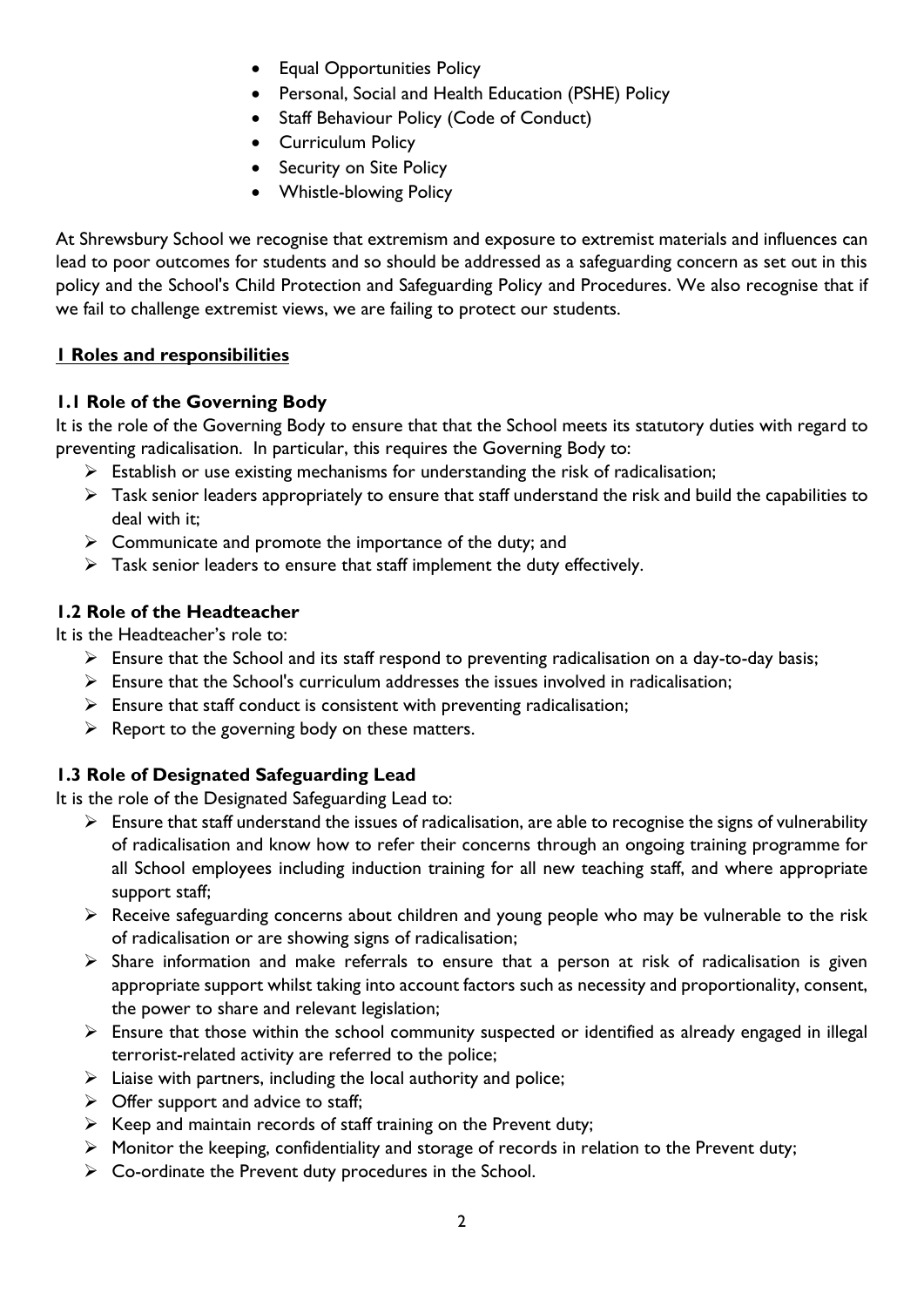- Equal Opportunities Policy
- Personal, Social and Health Education (PSHE) Policy
- Staff Behaviour Policy (Code of Conduct)
- Curriculum Policy
- Security on Site Policy
- Whistle-blowing Policy

At Shrewsbury School we recognise that extremism and exposure to extremist materials and influences can lead to poor outcomes for students and so should be addressed as a safeguarding concern as set out in this policy and the School's Child Protection and Safeguarding Policy and Procedures. We also recognise that if we fail to challenge extremist views, we are failing to protect our students.

## 1 Roles and responsibilities

### 1.1 Role of the Governing Body

It is the role of the Governing Body to ensure that that the School meets its statutory duties with regard to preventing radicalisation. In particular, this requires the Governing Body to:

- Establish or use existing mechanisms for understanding the risk of radicalisation;
- Task senior leaders appropriately to ensure that staff understand the risk and build the capabilities to deal with it;
- Communicate and promote the importance of the duty; and
- Task senior leaders to ensure that staff implement the duty effectively.

### 1.2 Role of the Headteacher

It is the Headteacher's role to:

- Ensure that the School and its staff respond to preventing radicalisation on a day-to-day basis;
- Ensure that the School's curriculum addresses the issues involved in radicalisation;
- Ensure that staff conduct is consistent with preventing radicalisation;
- Report to the governing body on these matters.

### 1.3 Role of Designated Safeguarding Lead

It is the role of the Designated Safeguarding Lead to:

- Ensure that staff understand the issues of radicalisation, are able to recognise the signs of vulnerability of radicalisation and know how to refer their concerns through an ongoing training programme for all School employees including induction training for all new teaching staff, and where appropriate support staff;
- Receive safeguarding concerns about children and young people who may be vulnerable to the risk of radicalisation or are showing signs of radicalisation;
- Share information and make referrals to ensure that a person at risk of radicalisation is given appropriate support whilst taking into account factors such as necessity and proportionality, consent, the power to share and relevant legislation;
- Ensure that those within the school community suspected or identified as already engaged in illegal terrorist-related activity are referred to the police;
- Liaise with partners, including the local authority and police;
- Offer support and advice to staff;
- Keep and maintain records of staff training on the Prevent duty;
- Monitor the keeping, confidentiality and storage of records in relation to the Prevent duty;
- Co-ordinate the Prevent duty procedures in the School.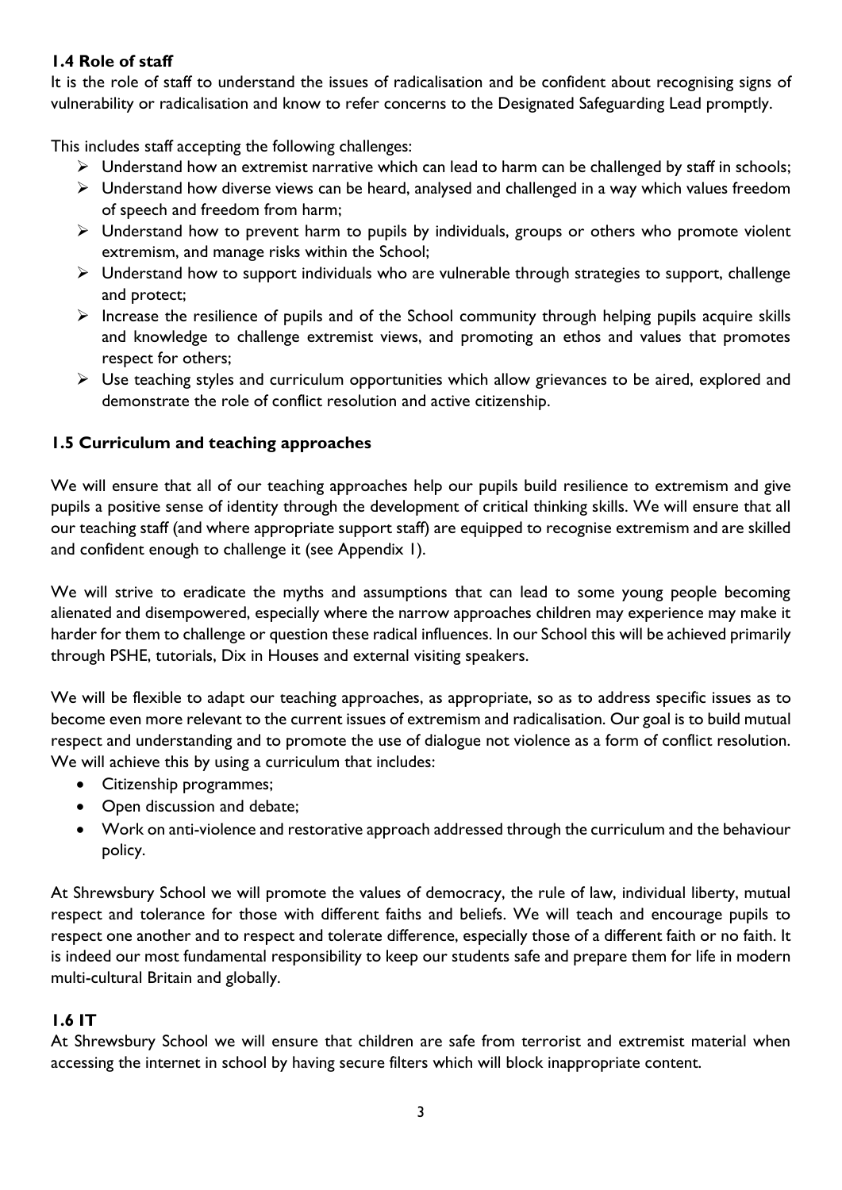### 1.4 Role of staff

It is the role of staff to understand the issues of radicalisation and be confident about recognising signs of vulnerability or radicalisation and know to refer concerns to the Designated Safeguarding Lead promptly.

This includes staff accepting the following challenges:

- Understand how an extremist narrative which can lead to harm can be challenged by staff in schools;
- Understand how diverse views can be heard, analysed and challenged in a way which values freedom of speech and freedom from harm;
- Understand how to prevent harm to pupils by individuals, groups or others who promote violent extremism, and manage risks within the School;
- Understand how to support individuals who are vulnerable through strategies to support, challenge and protect;
- Increase the resilience of pupils and of the School community through helping pupils acquire skills and knowledge to challenge extremist views, and promoting an ethos and values that promotes respect for others;
- Use teaching styles and curriculum opportunities which allow grievances to be aired, explored and demonstrate the role of conflict resolution and active citizenship.

### 1.5 Curriculum and teaching approaches

We will ensure that all of our teaching approaches help our pupils build resilience to extremism and give pupils a positive sense of identity through the development of critical thinking skills. We will ensure that all our teaching staff (and where appropriate support staff) are equipped to recognise extremism and are skilled and confident enough to challenge it (see Appendix 1).

We will strive to eradicate the myths and assumptions that can lead to some young people becoming alienated and disempowered, especially where the narrow approaches children may experience may make it harder for them to challenge or question these radical influences. In our School this will be achieved primarily through PSHE, tutorials, Dix in Houses and external visiting speakers.

We will be flexible to adapt our teaching approaches, as appropriate, so as to address specific issues as to become even more relevant to the current issues of extremism and radicalisation. Our goal is to build mutual respect and understanding and to promote the use of dialogue not violence as a form of conflict resolution. We will achieve this by using a curriculum that includes:

- Citizenship programmes;
- Open discussion and debate;
- Work on anti-violence and restorative approach addressed through the curriculum and the behaviour policy.

At Shrewsbury School we will promote the values of democracy, the rule of law, individual liberty, mutual respect and tolerance for those with different faiths and beliefs. We will teach and encourage pupils to respect one another and to respect and tolerate difference, especially those of a different faith or no faith. It is indeed our most fundamental responsibility to keep our students safe and prepare them for life in modern multi-cultural Britain and globally.

### 1.6 IT

At Shrewsbury School we will ensure that children are safe from terrorist and extremist material when accessing the internet in school by having secure filters which will block inappropriate content.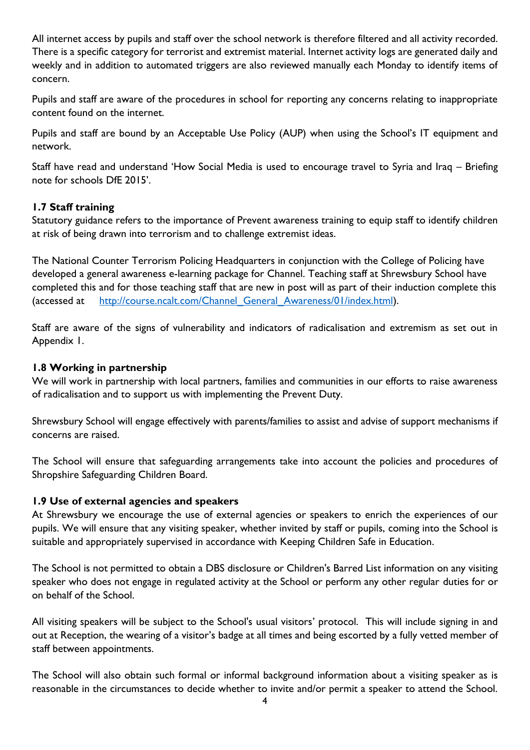All internet access by pupils and staff over the school network is therefore filtered and all activity recorded. There is a specific category for terrorist and extremist material. Internet activity logs are generated daily and weekly and in addition to automated triggers are also reviewed manually each Monday to identify items of concern.

Pupils and staff are aware of the procedures in school for reporting any concerns relating to inappropriate content found on the internet.

Pupils and staff are bound by an Acceptable Use Policy (AUP) when using the School's IT equipment and network.

Staff have read and understand 'How Social Media is used to encourage travel to Syria and Iraq – Briefing note for schools DfE 2015'.

### 1.7 Staff training

Statutory guidance refers to the importance of Prevent awareness training to equip staff to identify children at risk of being drawn into terrorism and to challenge extremist ideas.

The National Counter Terrorism Policing Headquarters in conjunction with the College of Policing have developed a general awareness e-learning package for Channel. Teaching staff at Shrewsbury School have completed this and for those teaching staff that are new in post will as part of their induction complete this (accessed at [http://course.ncalt.com/Channel_General_Awareness/01/index.html](http://course.ncalt.com/Channel_General_Awareness/01/index.html)).

Staff are aware of the signs of vulnerability and indicators of radicalisation and extremism as set out in Appendix 1.

### 1.8 Working in partnership

We will work in partnership with local partners, families and communities in our efforts to raise awareness of radicalisation and to support us with implementing the Prevent Duty.

Shrewsbury School will engage effectively with parents/families to assist and advise of support mechanisms if concerns are raised.

The School will ensure that safeguarding arrangements take into account the policies and procedures of Shropshire Safeguarding Children Board.

### 1.9 Use of external agencies and speakers

At Shrewsbury we encourage the use of external agencies or speakers to enrich the experiences of our pupils. We will ensure that any visiting speaker, whether invited by staff or pupils, coming into the School is suitable and appropriately supervised in accordance with Keeping Children Safe in Education.

The School is not permitted to obtain a DBS disclosure or Children's Barred List information on any visiting speaker who does not engage in regulated activity at the School or perform any other regular duties for or on behalf of the School.

All visiting speakers will be subject to the School's usual visitors' protocol. This will include signing in and out at Reception, the wearing of a visitor's badge at all times and being escorted by a fully vetted member of staff between appointments.

The School will also obtain such formal or informal background information about a visiting speaker as is reasonable in the circumstances to decide whether to invite and/or permit a speaker to attend the School.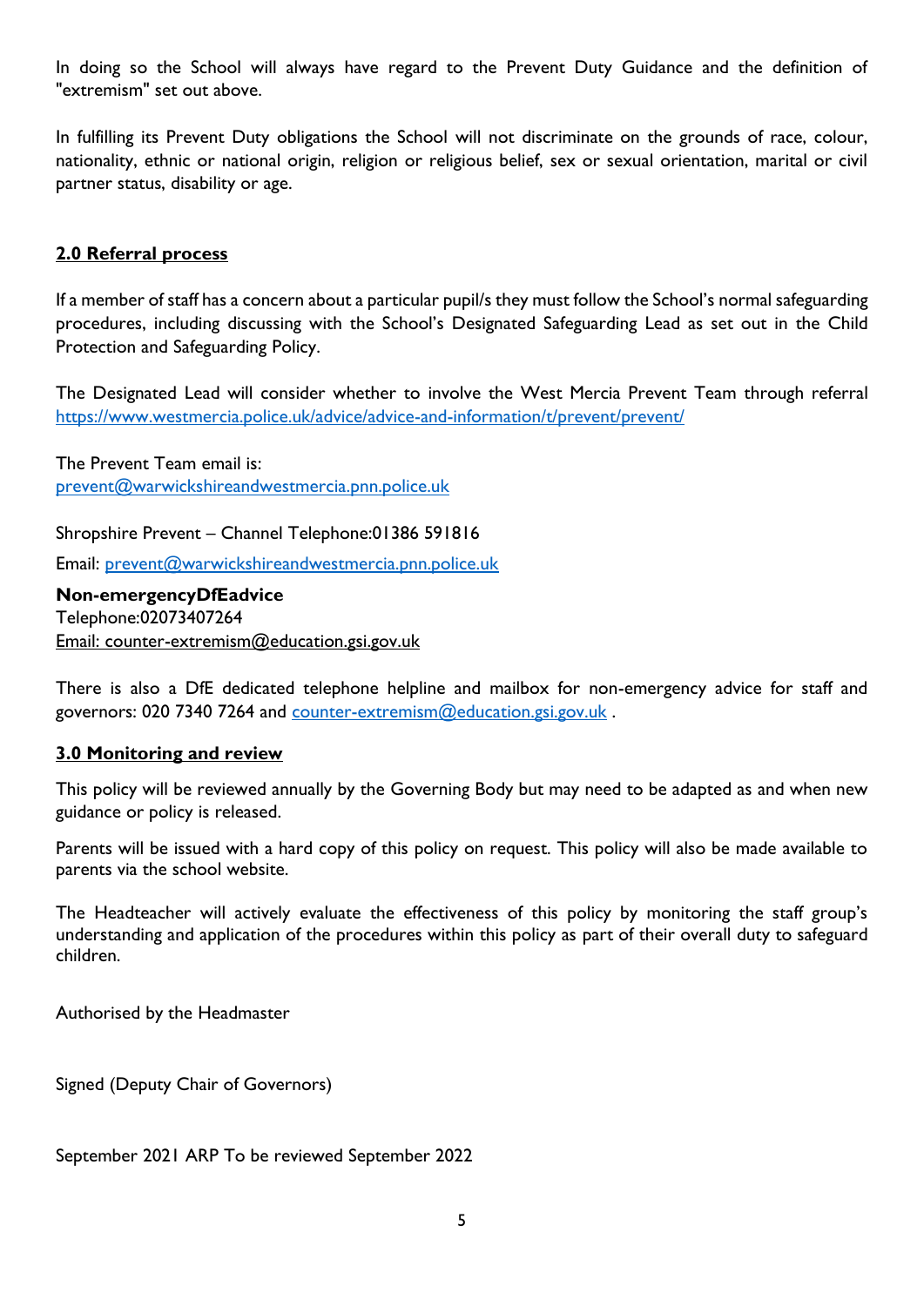In doing so the School will always have regard to the Prevent Duty Guidance and the definition of "extremism" set out above.

In fulfilling its Prevent Duty obligations the School will not discriminate on the grounds of race, colour, nationality, ethnic or national origin, religion or religious belief, sex or sexual orientation, marital or civil partner status, disability or age.

## 2.0 Referral process

If a member of staff has a concern about a particular pupil/s they must follow the School's normal safeguarding procedures, including discussing with the School's Designated Safeguarding Lead as set out in the Child Protection and Safeguarding Policy.

The Designated Lead will consider whether to involve the West Mercia Prevent Team through referral https://www.westmercia.police.uk/advice/advice-and-information/t/prevent/prevent/

The Prevent Team email is:
prevent@warwickshireandwestmercia.pnn.police.uk

Shropshire Prevent – Channel Telephone:01386 591816

Email: prevent@warwickshireandwestmercia.pnn.police.uk

**Non-emergencyDfEadvice**
Telephone:02073407264
Email: counter-extremism@education.gsi.gov.uk

There is also a DfE dedicated telephone helpline and mailbox for non-emergency advice for staff and governors: 020 7340 7264 and counter-extremism@education.gsi.gov.uk .

## 3.0 Monitoring and review

This policy will be reviewed annually by the Governing Body but may need to be adapted as and when new guidance or policy is released.

Parents will be issued with a hard copy of this policy on request. This policy will also be made available to parents via the school website.

The Headteacher will actively evaluate the effectiveness of this policy by monitoring the staff group's understanding and application of the procedures within this policy as part of their overall duty to safeguard children.

Authorised by the Headmaster

Signed (Deputy Chair of Governors)

September 2021 ARP To be reviewed September 2022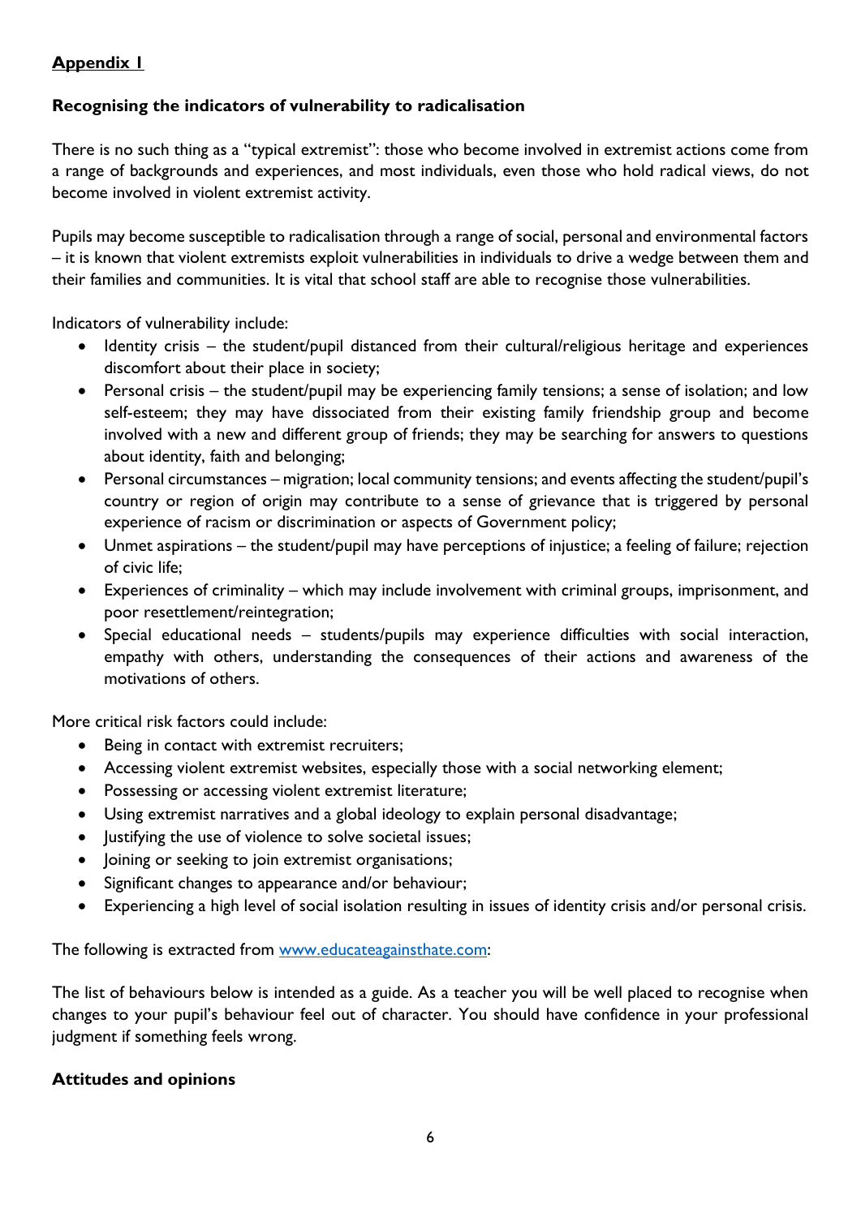## Appendix I

### Recognising the indicators of vulnerability to radicalisation

There is no such thing as a "typical extremist": those who become involved in extremist actions come from a range of backgrounds and experiences, and most individuals, even those who hold radical views, do not become involved in violent extremist activity.

Pupils may become susceptible to radicalisation through a range of social, personal and environmental factors – it is known that violent extremists exploit vulnerabilities in individuals to drive a wedge between them and their families and communities. It is vital that school staff are able to recognise those vulnerabilities.

Indicators of vulnerability include:

- Identity crisis – the student/pupil distanced from their cultural/religious heritage and experiences discomfort about their place in society;
- Personal crisis – the student/pupil may be experiencing family tensions; a sense of isolation; and low self-esteem; they may have dissociated from their existing family friendship group and become involved with a new and different group of friends; they may be searching for answers to questions about identity, faith and belonging;
- Personal circumstances – migration; local community tensions; and events affecting the student/pupil's country or region of origin may contribute to a sense of grievance that is triggered by personal experience of racism or discrimination or aspects of Government policy;
- Unmet aspirations – the student/pupil may have perceptions of injustice; a feeling of failure; rejection of civic life;
- Experiences of criminality – which may include involvement with criminal groups, imprisonment, and poor resettlement/reintegration;
- Special educational needs – students/pupils may experience difficulties with social interaction, empathy with others, understanding the consequences of their actions and awareness of the motivations of others.

More critical risk factors could include:

- Being in contact with extremist recruiters;
- Accessing violent extremist websites, especially those with a social networking element;
- Possessing or accessing violent extremist literature;
- Using extremist narratives and a global ideology to explain personal disadvantage;
- Justifying the use of violence to solve societal issues;
- Joining or seeking to join extremist organisations;
- Significant changes to appearance and/or behaviour;
- Experiencing a high level of social isolation resulting in issues of identity crisis and/or personal crisis.

The following is extracted from [www.educateagainsthate.com](http://www.educateagainsthate.com):

The list of behaviours below is intended as a guide. As a teacher you will be well placed to recognise when changes to your pupil's behaviour feel out of character. You should have confidence in your professional judgment if something feels wrong.

### Attitudes and opinions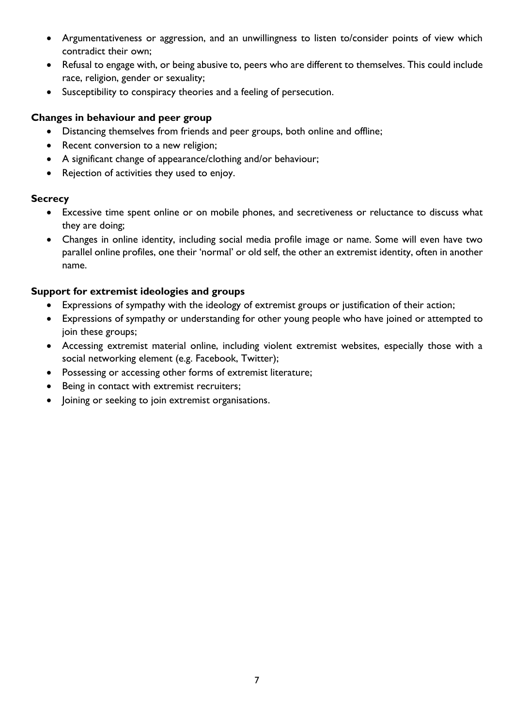- Argumentativeness or aggression, and an unwillingness to listen to/consider points of view which contradict their own;
- Refusal to engage with, or being abusive to, peers who are different to themselves. This could include race, religion, gender or sexuality;
- Susceptibility to conspiracy theories and a feeling of persecution.

**Changes in behaviour and peer group**

- Distancing themselves from friends and peer groups, both online and offline;
- Recent conversion to a new religion;
- A significant change of appearance/clothing and/or behaviour;
- Rejection of activities they used to enjoy.

**Secrecy**

- Excessive time spent online or on mobile phones, and secretiveness or reluctance to discuss what they are doing;
- Changes in online identity, including social media profile image or name. Some will even have two parallel online profiles, one their 'normal' or old self, the other an extremist identity, often in another name.

**Support for extremist ideologies and groups**

- Expressions of sympathy with the ideology of extremist groups or justification of their action;
- Expressions of sympathy or understanding for other young people who have joined or attempted to join these groups;
- Accessing extremist material online, including violent extremist websites, especially those with a social networking element (e.g. Facebook, Twitter);
- Possessing or accessing other forms of extremist literature;
- Being in contact with extremist recruiters;
- Joining or seeking to join extremist organisations.